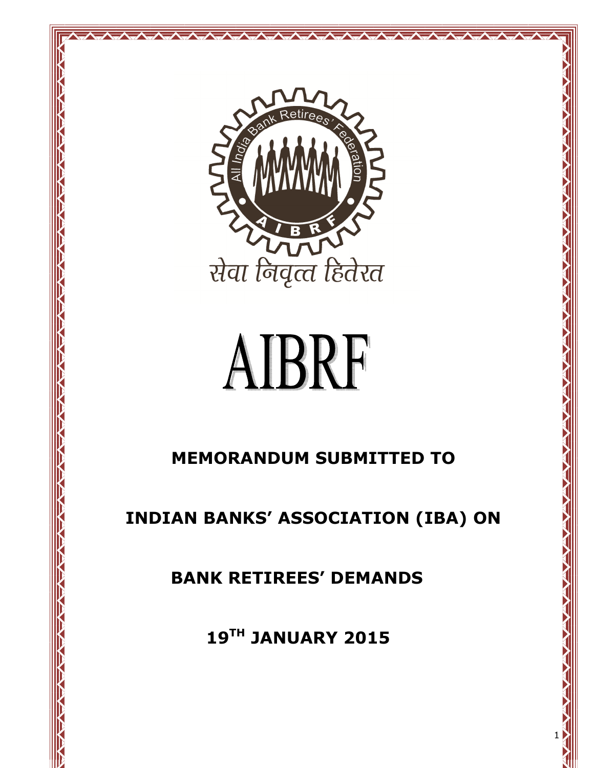सेवा निवृत्त हितेरत

# AIBRF

## MEMORANDUM SUBMITTED TO

## INDIAN BANKS' ASSOCIATION (IBA) ON

## BANK RETIREES' DEMANDS

## 19TH JANUARY 2015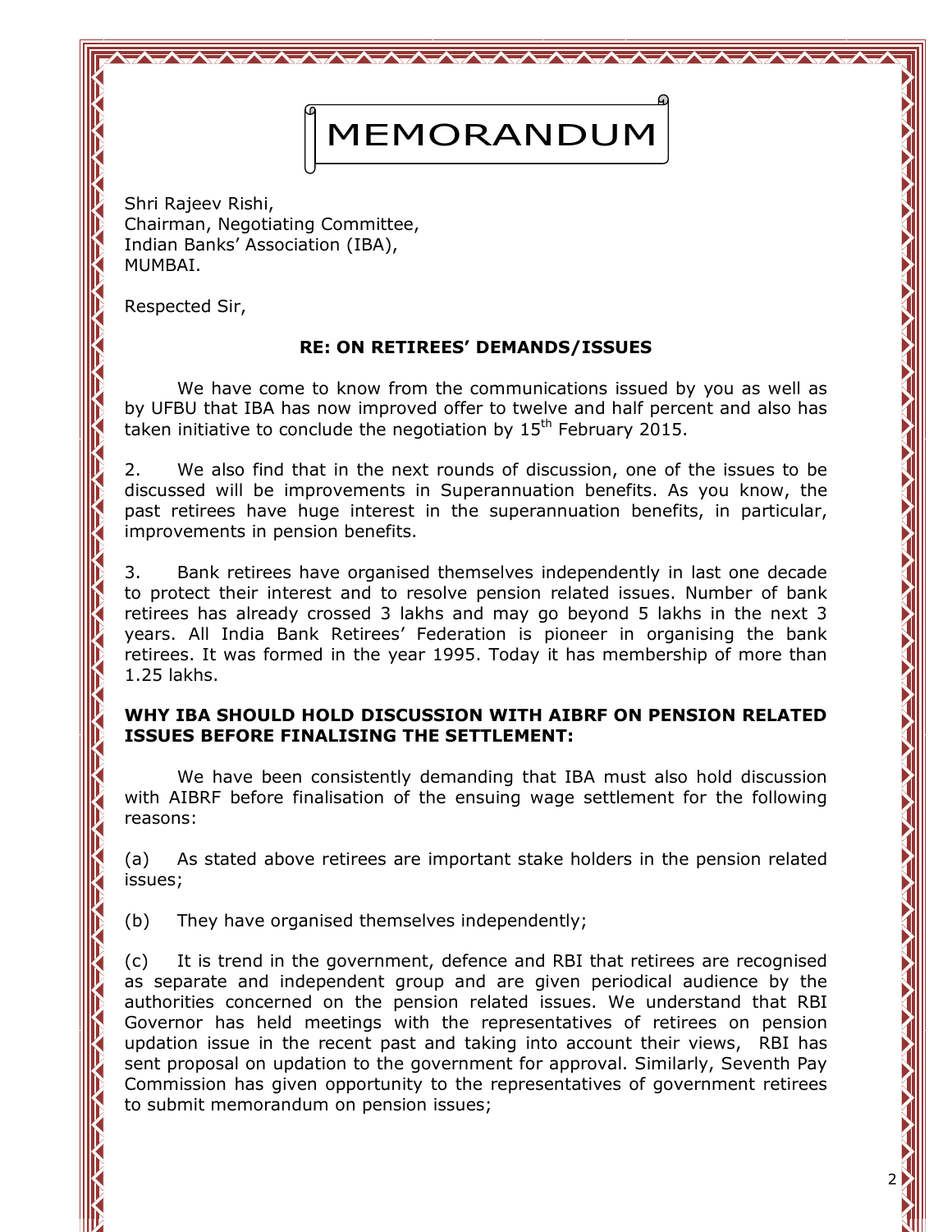# MEMORANDUM

Shri Rajeev Rishi,
Chairman, Negotiating Committee,
Indian Banks' Association (IBA),
MUMBAI.

Respected Sir,

**RE: ON RETIREES' DEMANDS/ISSUES**

We have come to know from the communications issued by you as well as by UFBU that IBA has now improved offer to twelve and half percent and also has taken initiative to conclude the negotiation by 15th February 2015.

2. We also find that in the next rounds of discussion, one of the issues to be discussed will be improvements in Superannuation benefits. As you know, the past retirees have huge interest in the superannuation benefits, in particular, improvements in pension benefits.

3. Bank retirees have organised themselves independently in last one decade to protect their interest and to resolve pension related issues. Number of bank retirees has already crossed 3 lakhs and may go beyond 5 lakhs in the next 3 years. All India Bank Retirees' Federation is pioneer in organising the bank retirees. It was formed in the year 1995. Today it has membership of more than 1.25 lakhs.

**WHY IBA SHOULD HOLD DISCUSSION WITH AIBRF ON PENSION RELATED ISSUES BEFORE FINALISING THE SETTLEMENT:**

We have been consistently demanding that IBA must also hold discussion with AIBRF before finalisation of the ensuing wage settlement for the following reasons:

(a) As stated above retirees are important stake holders in the pension related issues;

(b) They have organised themselves independently;

(c) It is trend in the government, defence and RBI that retirees are recognised as separate and independent group and are given periodical audience by the authorities concerned on the pension related issues. We understand that RBI Governor has held meetings with the representatives of retirees on pension updation issue in the recent past and taking into account their views, RBI has sent proposal on updation to the government for approval. Similarly, Seventh Pay Commission has given opportunity to the representatives of government retirees to submit memorandum on pension issues;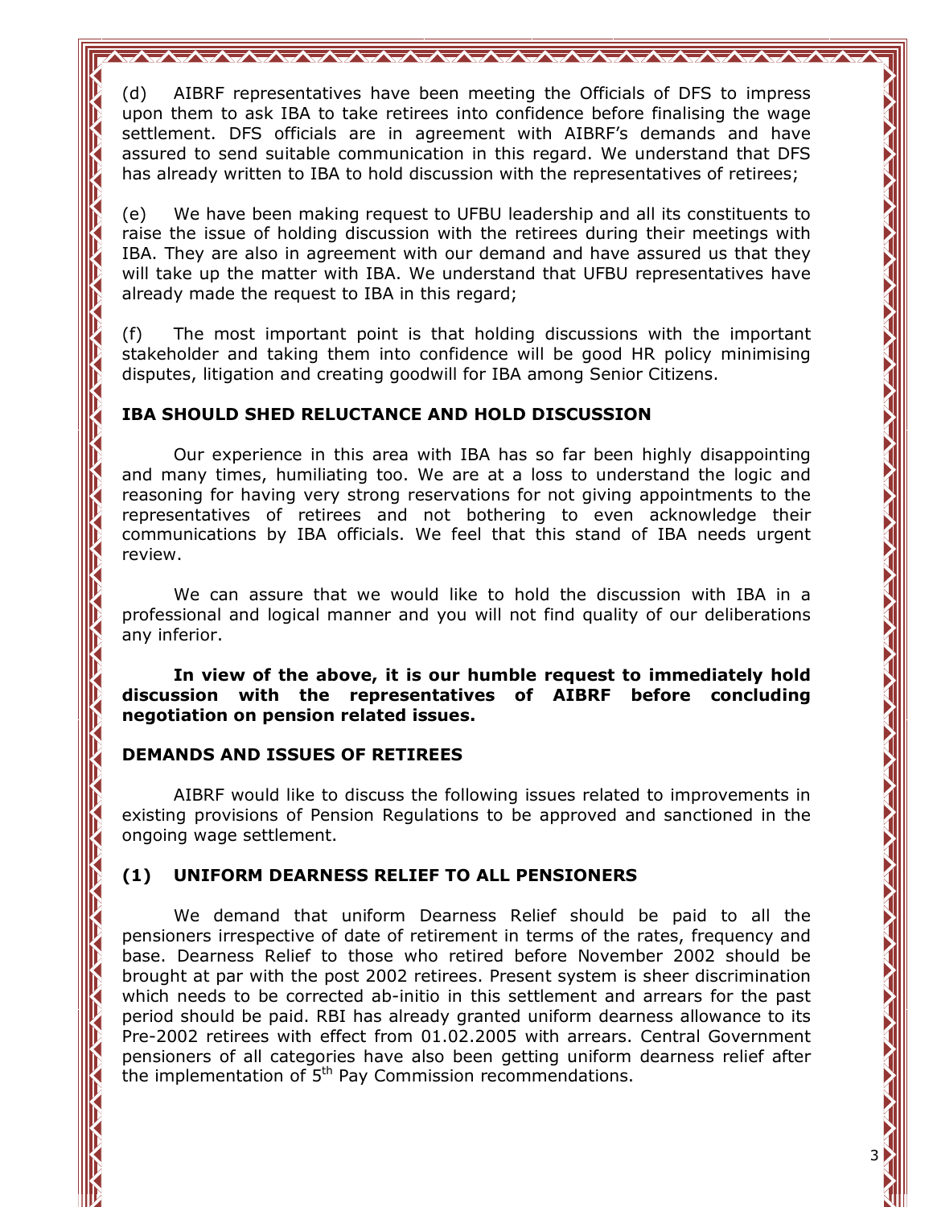(d) AIBRF representatives have been meeting the Officials of DFS to impress upon them to ask IBA to take retirees into confidence before finalising the wage settlement. DFS officials are in agreement with AIBRF's demands and have assured to send suitable communication in this regard. We understand that DFS has already written to IBA to hold discussion with the representatives of retirees;

(e) We have been making request to UFBU leadership and all its constituents to raise the issue of holding discussion with the retirees during their meetings with IBA. They are also in agreement with our demand and have assured us that they will take up the matter with IBA. We understand that UFBU representatives have already made the request to IBA in this regard;

(f) The most important point is that holding discussions with the important stakeholder and taking them into confidence will be good HR policy minimising disputes, litigation and creating goodwill for IBA among Senior Citizens.

**IBA SHOULD SHED RELUCTANCE AND HOLD DISCUSSION**

Our experience in this area with IBA has so far been highly disappointing and many times, humiliating too. We are at a loss to understand the logic and reasoning for having very strong reservations for not giving appointments to the representatives of retirees and not bothering to even acknowledge their communications by IBA officials. We feel that this stand of IBA needs urgent review.

We can assure that we would like to hold the discussion with IBA in a professional and logical manner and you will not find quality of our deliberations any inferior.

**In view of the above, it is our humble request to immediately hold discussion with the representatives of AIBRF before concluding negotiation on pension related issues.**

**DEMANDS AND ISSUES OF RETIREES**

AIBRF would like to discuss the following issues related to improvements in existing provisions of Pension Regulations to be approved and sanctioned in the ongoing wage settlement.

**(1) UNIFORM DEARNESS RELIEF TO ALL PENSIONERS**

We demand that uniform Dearness Relief should be paid to all the pensioners irrespective of date of retirement in terms of the rates, frequency and base. Dearness Relief to those who retired before November 2002 should be brought at par with the post 2002 retirees. Present system is sheer discrimination which needs to be corrected ab-initio in this settlement and arrears for the past period should be paid. RBI has already granted uniform dearness allowance to its Pre-2002 retirees with effect from 01.02.2005 with arrears. Central Government pensioners of all categories have also been getting uniform dearness relief after the implementation of 5th Pay Commission recommendations.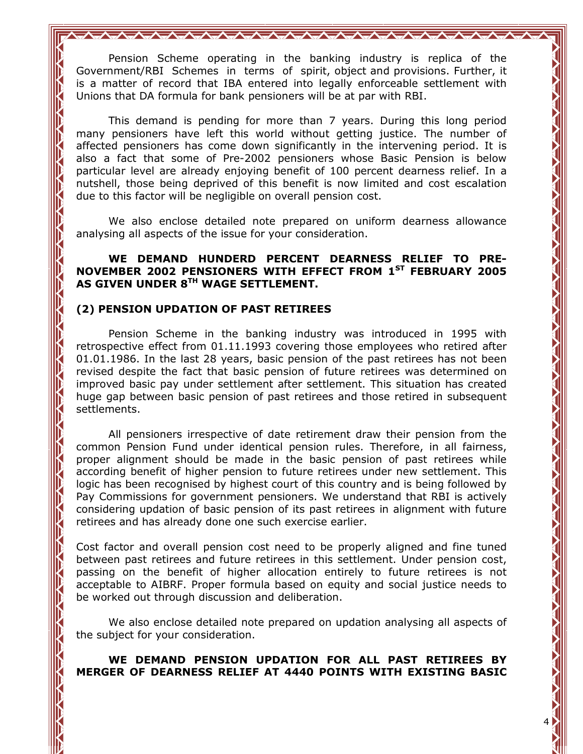Pension Scheme operating in the banking industry is replica of the Government/RBI Schemes in terms of spirit, object and provisions. Further, it is a matter of record that IBA entered into legally enforceable settlement with Unions that DA formula for bank pensioners will be at par with RBI.

This demand is pending for more than 7 years. During this long period many pensioners have left this world without getting justice. The number of affected pensioners has come down significantly in the intervening period. It is also a fact that some of Pre-2002 pensioners whose Basic Pension is below particular level are already enjoying benefit of 100 percent dearness relief. In a nutshell, those being deprived of this benefit is now limited and cost escalation due to this factor will be negligible on overall pension cost.

We also enclose detailed note prepared on uniform dearness allowance analysing all aspects of the issue for your consideration.

**WE DEMAND HUNDERD PERCENT DEARNESS RELIEF TO PRE-NOVEMBER 2002 PENSIONERS WITH EFFECT FROM 1ST FEBRUARY 2005 AS GIVEN UNDER 8TH WAGE SETTLEMENT.**

**(2) PENSION UPDATION OF PAST RETIREES**

Pension Scheme in the banking industry was introduced in 1995 with retrospective effect from 01.11.1993 covering those employees who retired after 01.01.1986. In the last 28 years, basic pension of the past retirees has not been revised despite the fact that basic pension of future retirees was determined on improved basic pay under settlement after settlement. This situation has created huge gap between basic pension of past retirees and those retired in subsequent settlements.

All pensioners irrespective of date retirement draw their pension from the common Pension Fund under identical pension rules. Therefore, in all fairness, proper alignment should be made in the basic pension of past retirees while according benefit of higher pension to future retirees under new settlement. This logic has been recognised by highest court of this country and is being followed by Pay Commissions for government pensioners. We understand that RBI is actively considering updation of basic pension of its past retirees in alignment with future retirees and has already done one such exercise earlier.

Cost factor and overall pension cost need to be properly aligned and fine tuned between past retirees and future retirees in this settlement. Under pension cost, passing on the benefit of higher allocation entirely to future retirees is not acceptable to AIBRF. Proper formula based on equity and social justice needs to be worked out through discussion and deliberation.

We also enclose detailed note prepared on updation analysing all aspects of the subject for your consideration.

**WE DEMAND PENSION UPDATION FOR ALL PAST RETIREES BY MERGER OF DEARNESS RELIEF AT 4440 POINTS WITH EXISTING BASIC**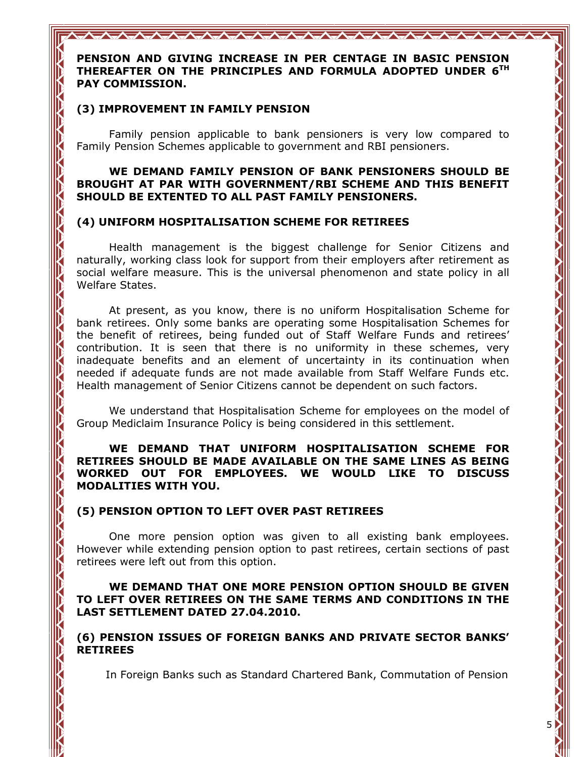**PENSION AND GIVING INCREASE IN PER CENTAGE IN BASIC PENSION THEREAFTER ON THE PRINCIPLES AND FORMULA ADOPTED UNDER 6TH PAY COMMISSION.**

### (3) IMPROVEMENT IN FAMILY PENSION

Family pension applicable to bank pensioners is very low compared to Family Pension Schemes applicable to government and RBI pensioners.

**WE DEMAND FAMILY PENSION OF BANK PENSIONERS SHOULD BE BROUGHT AT PAR WITH GOVERNMENT/RBI SCHEME AND THIS BENEFIT SHOULD BE EXTENTED TO ALL PAST FAMILY PENSIONERS.**

### (4) UNIFORM HOSPITALISATION SCHEME FOR RETIREES

Health management is the biggest challenge for Senior Citizens and naturally, working class look for support from their employers after retirement as social welfare measure. This is the universal phenomenon and state policy in all Welfare States.

At present, as you know, there is no uniform Hospitalisation Scheme for bank retirees. Only some banks are operating some Hospitalisation Schemes for the benefit of retirees, being funded out of Staff Welfare Funds and retirees' contribution. It is seen that there is no uniformity in these schemes, very inadequate benefits and an element of uncertainty in its continuation when needed if adequate funds are not made available from Staff Welfare Funds etc. Health management of Senior Citizens cannot be dependent on such factors.

We understand that Hospitalisation Scheme for employees on the model of Group Mediclaim Insurance Policy is being considered in this settlement.

**WE DEMAND THAT UNIFORM HOSPITALISATION SCHEME FOR RETIREES SHOULD BE MADE AVAILABLE ON THE SAME LINES AS BEING WORKED OUT FOR EMPLOYEES. WE WOULD LIKE TO DISCUSS MODALITIES WITH YOU.**

### (5) PENSION OPTION TO LEFT OVER PAST RETIREES

One more pension option was given to all existing bank employees. However while extending pension option to past retirees, certain sections of past retirees were left out from this option.

**WE DEMAND THAT ONE MORE PENSION OPTION SHOULD BE GIVEN TO LEFT OVER RETIREES ON THE SAME TERMS AND CONDITIONS IN THE LAST SETTLEMENT DATED 27.04.2010.**

### (6) PENSION ISSUES OF FOREIGN BANKS AND PRIVATE SECTOR BANKS' RETIREES

In Foreign Banks such as Standard Chartered Bank, Commutation of Pension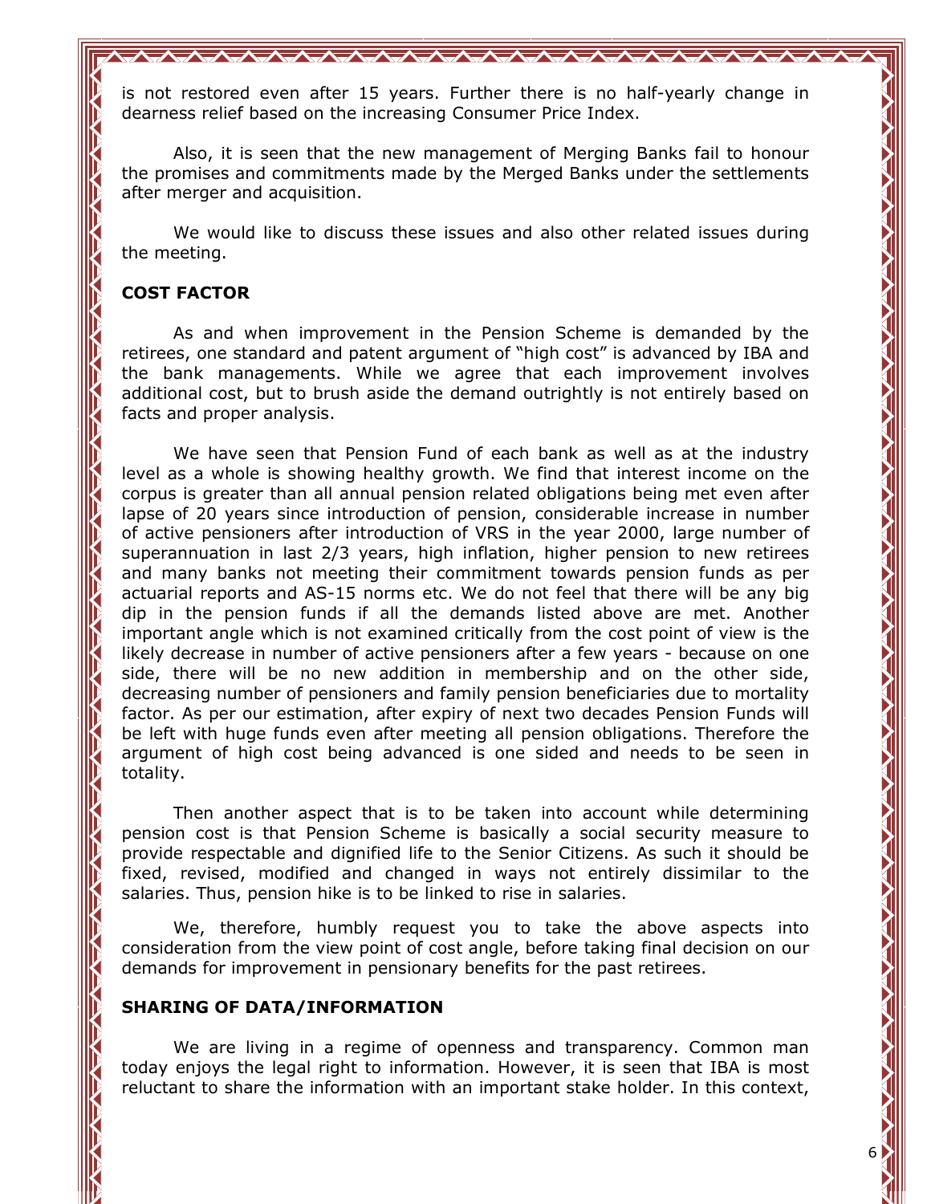is not restored even after 15 years. Further there is no half-yearly change in dearness relief based on the increasing Consumer Price Index.

Also, it is seen that the new management of Merging Banks fail to honour the promises and commitments made by the Merged Banks under the settlements after merger and acquisition.

We would like to discuss these issues and also other related issues during the meeting.

**COST FACTOR**

As and when improvement in the Pension Scheme is demanded by the retirees, one standard and patent argument of "high cost" is advanced by IBA and the bank managements. While we agree that each improvement involves additional cost, but to brush aside the demand outrightly is not entirely based on facts and proper analysis.

We have seen that Pension Fund of each bank as well as at the industry level as a whole is showing healthy growth. We find that interest income on the corpus is greater than all annual pension related obligations being met even after lapse of 20 years since introduction of pension, considerable increase in number of active pensioners after introduction of VRS in the year 2000, large number of superannuation in last 2/3 years, high inflation, higher pension to new retirees and many banks not meeting their commitment towards pension funds as per actuarial reports and AS-15 norms etc. We do not feel that there will be any big dip in the pension funds if all the demands listed above are met. Another important angle which is not examined critically from the cost point of view is the likely decrease in number of active pensioners after a few years - because on one side, there will be no new addition in membership and on the other side, decreasing number of pensioners and family pension beneficiaries due to mortality factor. As per our estimation, after expiry of next two decades Pension Funds will be left with huge funds even after meeting all pension obligations. Therefore the argument of high cost being advanced is one sided and needs to be seen in totality.

Then another aspect that is to be taken into account while determining pension cost is that Pension Scheme is basically a social security measure to provide respectable and dignified life to the Senior Citizens. As such it should be fixed, revised, modified and changed in ways not entirely dissimilar to the salaries. Thus, pension hike is to be linked to rise in salaries.

We, therefore, humbly request you to take the above aspects into consideration from the view point of cost angle, before taking final decision on our demands for improvement in pensionary benefits for the past retirees.

**SHARING OF DATA/INFORMATION**

We are living in a regime of openness and transparency. Common man today enjoys the legal right to information. However, it is seen that IBA is most reluctant to share the information with an important stake holder. In this context,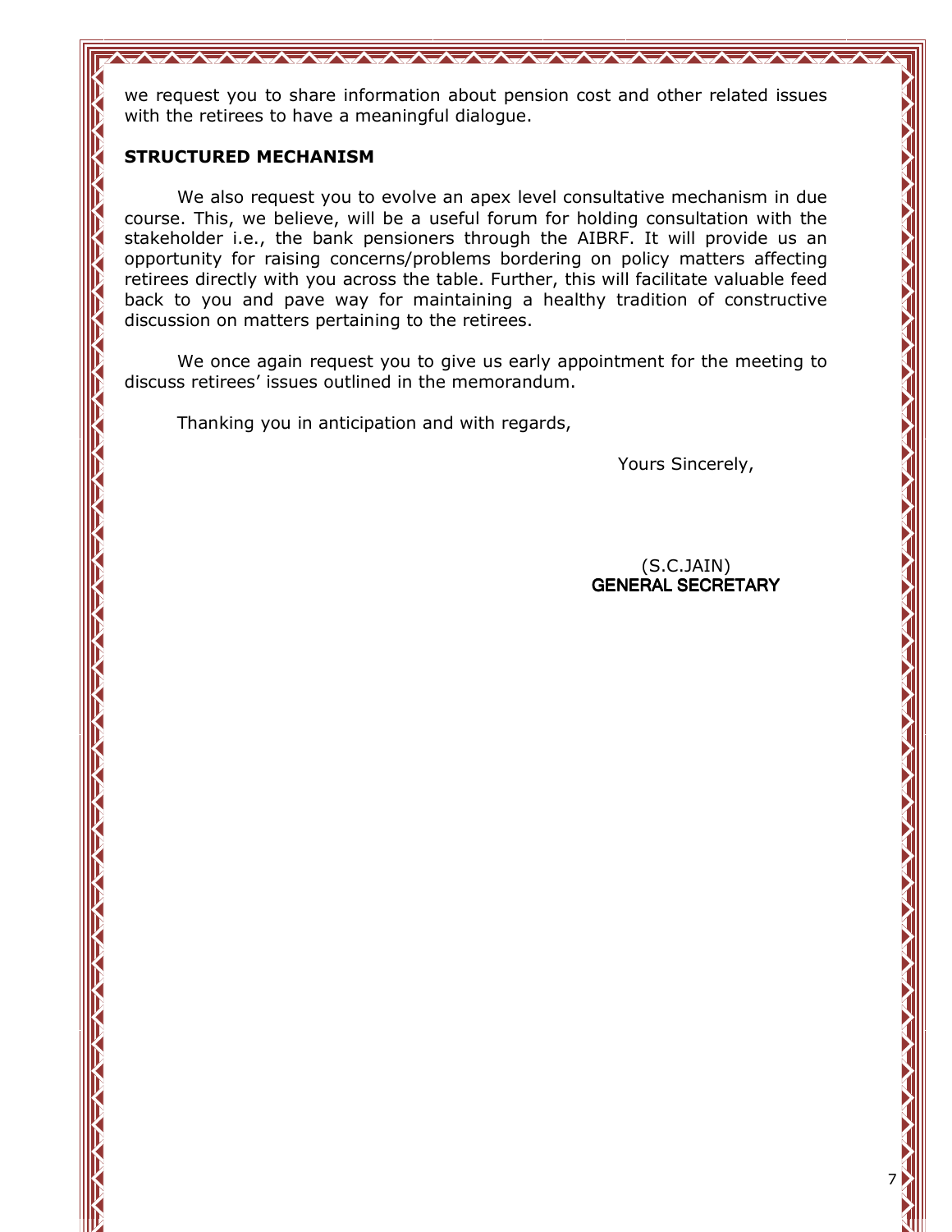we request you to share information about pension cost and other related issues with the retirees to have a meaningful dialogue.

**STRUCTURED MECHANISM**

We also request you to evolve an apex level consultative mechanism in due course. This, we believe, will be a useful forum for holding consultation with the stakeholder i.e., the bank pensioners through the AIBRF. It will provide us an opportunity for raising concerns/problems bordering on policy matters affecting retirees directly with you across the table. Further, this will facilitate valuable feed back to you and pave way for maintaining a healthy tradition of constructive discussion on matters pertaining to the retirees.

We once again request you to give us early appointment for the meeting to discuss retirees' issues outlined in the memorandum.

Thanking you in anticipation and with regards,

Yours Sincerely,

(S.C.JAIN)
GENERAL SECRETARY